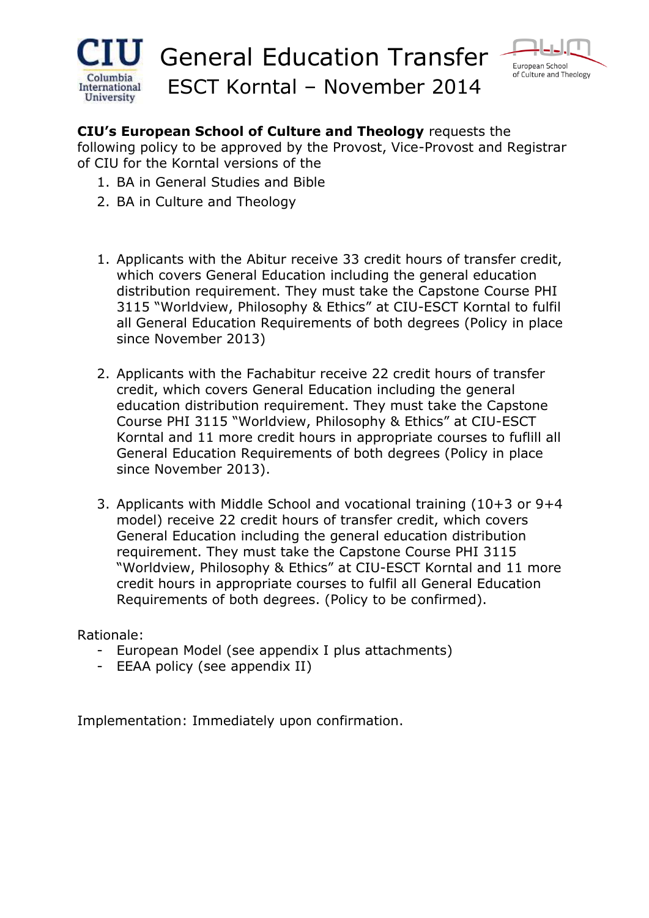# General Education Transfer

## ESCT Korntal – November 2014

**CIU's European School of Culture and Theology** requests the following policy to be approved by the Provost, Vice-Provost and Registrar of CIU for the Korntal versions of the

1. BA in General Studies and Bible
2. BA in Culture and Theology

1. Applicants with the Abitur receive 33 credit hours of transfer credit, which covers General Education including the general education distribution requirement. They must take the Capstone Course PHI 3115 "Worldview, Philosophy & Ethics" at CIU-ESCT Korntal to fulfil all General Education Requirements of both degrees (Policy in place since November 2013)

2. Applicants with the Fachabitur receive 22 credit hours of transfer credit, which covers General Education including the general education distribution requirement. They must take the Capstone Course PHI 3115 "Worldview, Philosophy & Ethics" at CIU-ESCT Korntal and 11 more credit hours in appropriate courses to fulfill all General Education Requirements of both degrees (Policy in place since November 2013).

3. Applicants with Middle School and vocational training (10+3 or 9+4 model) receive 22 credit hours of transfer credit, which covers General Education including the general education distribution requirement. They must take the Capstone Course PHI 3115 "Worldview, Philosophy & Ethics" at CIU-ESCT Korntal and 11 more credit hours in appropriate courses to fulfil all General Education Requirements of both degrees. (Policy to be confirmed).

Rationale:

- European Model (see appendix I plus attachments)
- EEAA policy (see appendix II)

Implementation: Immediately upon confirmation.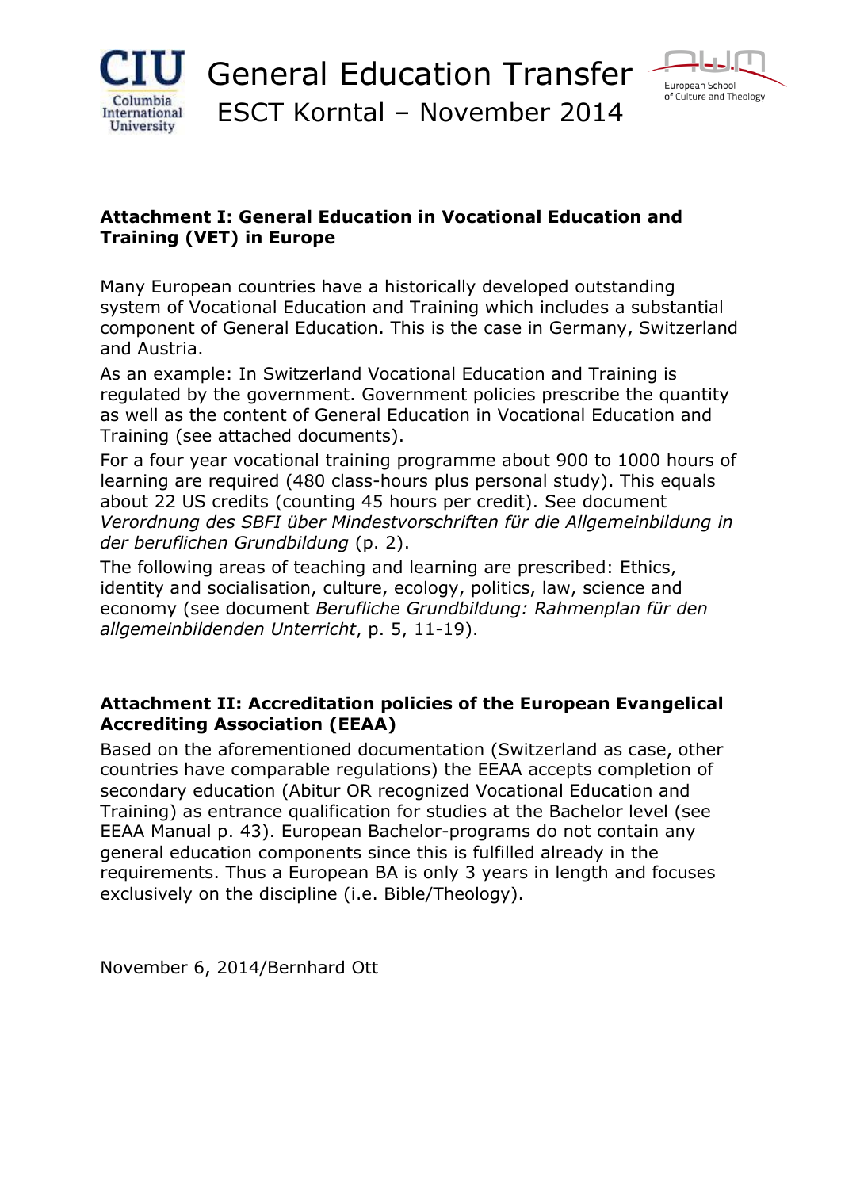## Attachment I: General Education in Vocational Education and Training (VET) in Europe

Many European countries have a historically developed outstanding system of Vocational Education and Training which includes a substantial component of General Education. This is the case in Germany, Switzerland and Austria.

As an example: In Switzerland Vocational Education and Training is regulated by the government. Government policies prescribe the quantity as well as the content of General Education in Vocational Education and Training (see attached documents).

For a four year vocational training programme about 900 to 1000 hours of learning are required (480 class-hours plus personal study). This equals about 22 US credits (counting 45 hours per credit). See document *Verordnung des SBFI über Mindestvorschriften für die Allgemeinbildung in der beruflichen Grundbildung* (p. 2).

The following areas of teaching and learning are prescribed: Ethics, identity and socialisation, culture, ecology, politics, law, science and economy (see document *Berufliche Grundbildung: Rahmenplan für den allgemeinbildenden Unterricht*, p. 5, 11-19).

## Attachment II: Accreditation policies of the European Evangelical Accrediting Association (EEAA)

Based on the aforementioned documentation (Switzerland as case, other countries have comparable regulations) the EEAA accepts completion of secondary education (Abitur OR recognized Vocational Education and Training) as entrance qualification for studies at the Bachelor level (see EEAA Manual p. 43). European Bachelor-programs do not contain any general education components since this is fulfilled already in the requirements. Thus a European BA is only 3 years in length and focuses exclusively on the discipline (i.e. Bible/Theology).

November 6, 2014/Bernhard Ott